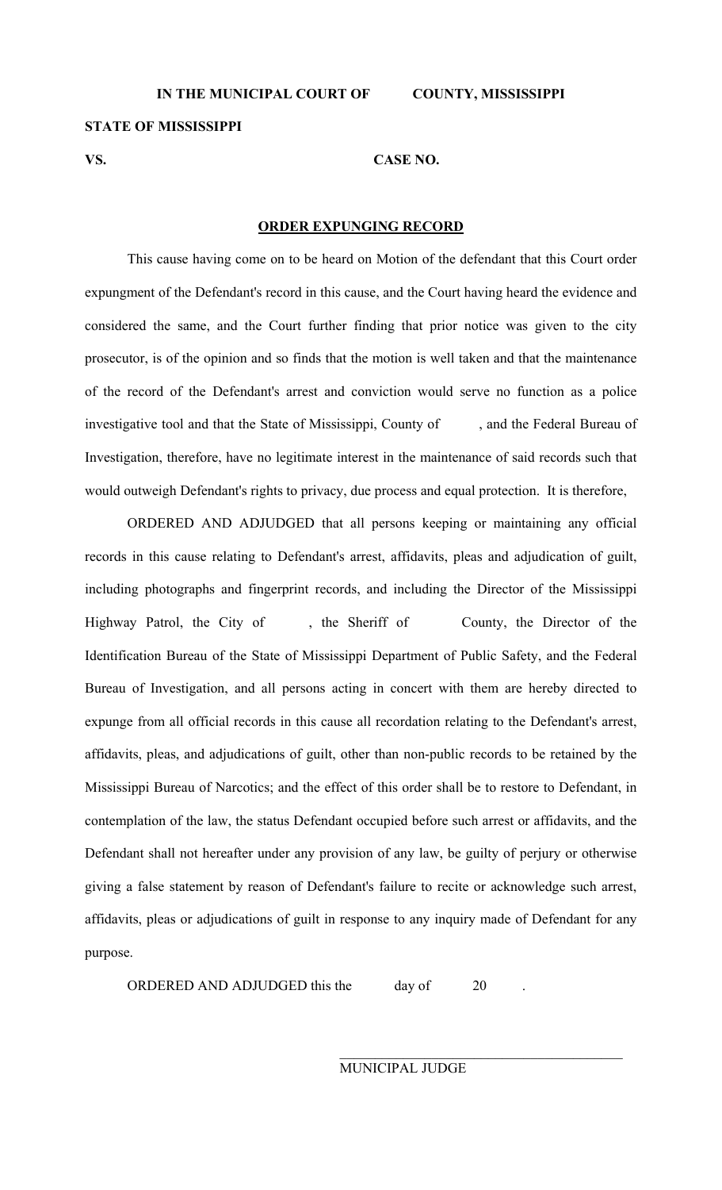**IN THE MUNICIPAL COURT OF COUNTY, MISSISSIPPI**

**STATE OF MISSISSIPPI**

**VS.** **CASE NO.**

**ORDER EXPUNGING RECORD**

This cause having come on to be heard on Motion of the defendant that this Court order expungment of the Defendant's record in this cause, and the Court having heard the evidence and considered the same, and the Court further finding that prior notice was given to the city prosecutor, is of the opinion and so finds that the motion is well taken and that the maintenance of the record of the Defendant's arrest and conviction would serve no function as a police investigative tool and that the State of Mississippi, County of , and the Federal Bureau of Investigation, therefore, have no legitimate interest in the maintenance of said records such that would outweigh Defendant's rights to privacy, due process and equal protection. It is therefore,

ORDERED AND ADJUDGED that all persons keeping or maintaining any official records in this cause relating to Defendant's arrest, affidavits, pleas and adjudication of guilt, including photographs and fingerprint records, and including the Director of the Mississippi Highway Patrol, the City of , the Sheriff of County, the Director of the Identification Bureau of the State of Mississippi Department of Public Safety, and the Federal Bureau of Investigation, and all persons acting in concert with them are hereby directed to expunge from all official records in this cause all recordation relating to the Defendant's arrest, affidavits, pleas, and adjudications of guilt, other than non-public records to be retained by the Mississippi Bureau of Narcotics; and the effect of this order shall be to restore to Defendant, in contemplation of the law, the status Defendant occupied before such arrest or affidavits, and the Defendant shall not hereafter under any provision of any law, be guilty of perjury or otherwise giving a false statement by reason of Defendant's failure to recite or acknowledge such arrest, affidavits, pleas or adjudications of guilt in response to any inquiry made of Defendant for any purpose.

ORDERED AND ADJUDGED this the day of 20 .

\_\_\_\_\_\_\_\_\_\_\_\_\_\_\_\_\_\_\_\_\_\_\_\_\_\_\_\_\_\_\_\_\_\_\_\_\_\_\_\_

MUNICIPAL JUDGE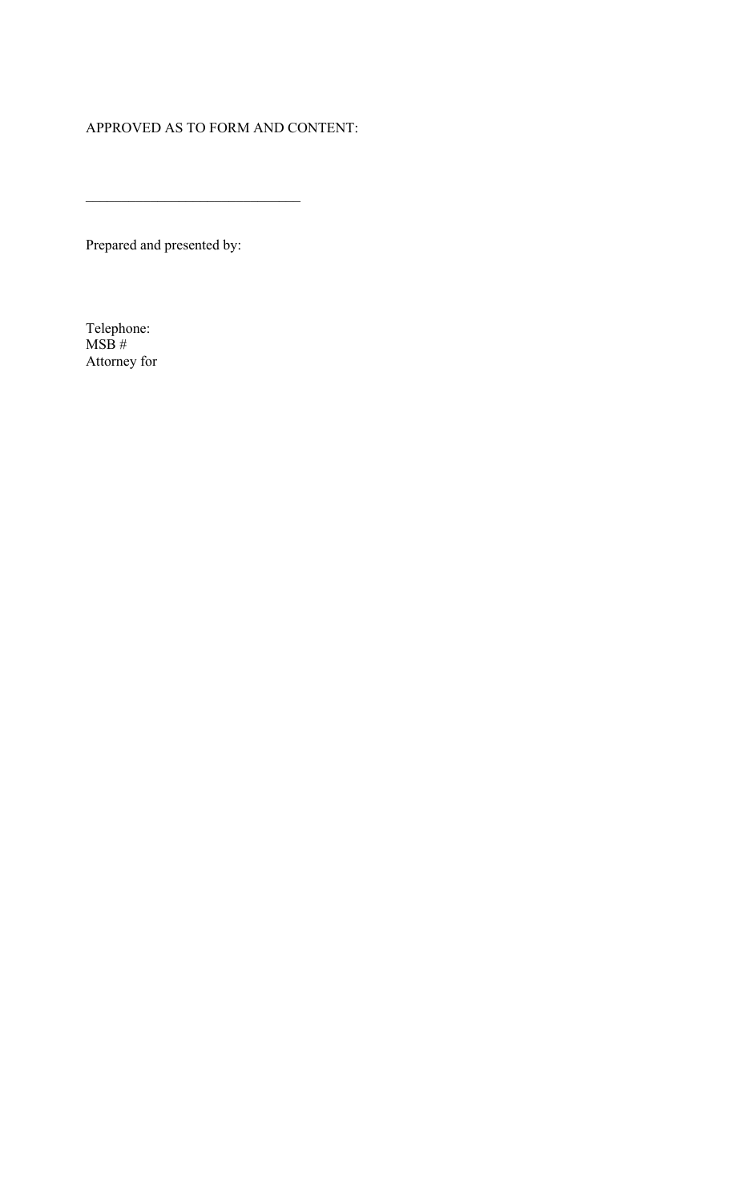APPROVED AS TO FORM AND CONTENT:

______________________________

Prepared and presented by:

Telephone:
MSB #
Attorney for